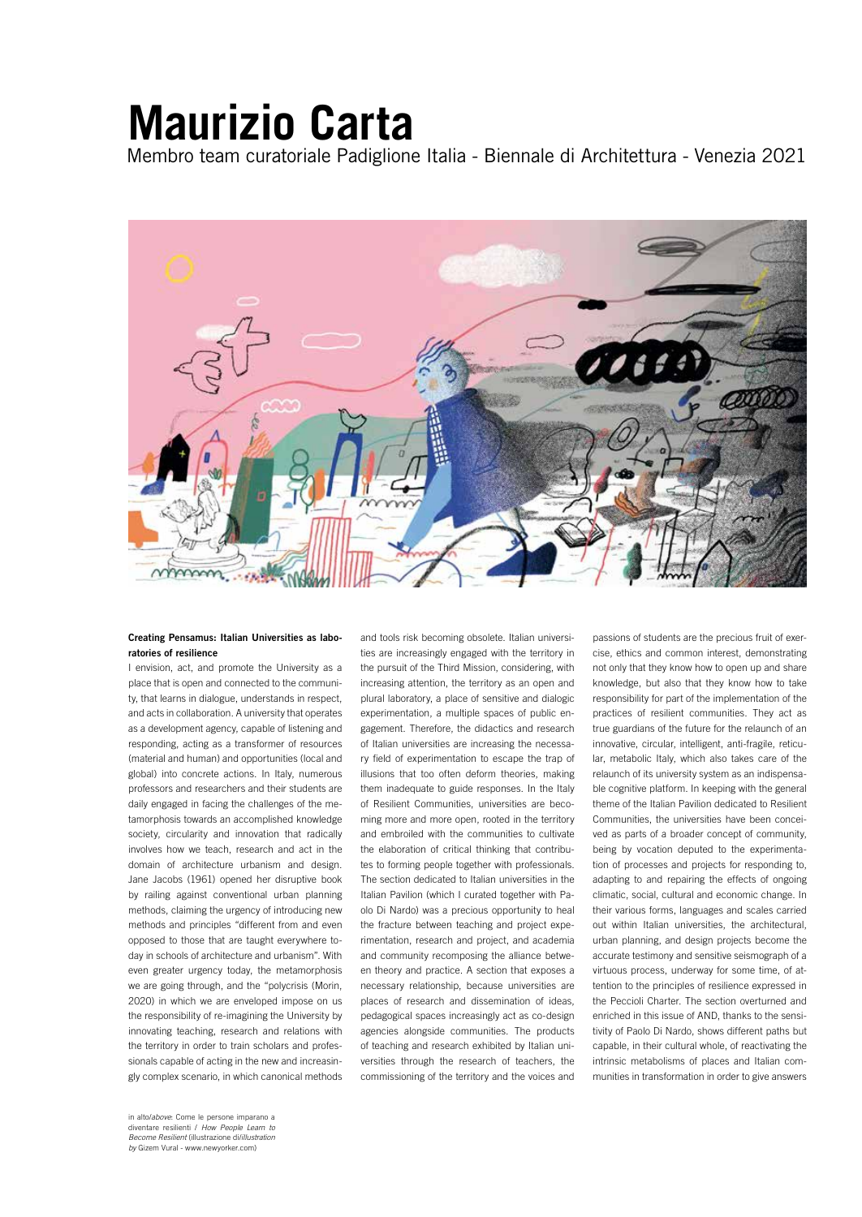# Maurizio Carta

Membro team curatoriale Padiglione Italia - Biennale di Architettura - Venezia 2021

in alto/*above*: Come le persone imparano a diventare resilienti / *How People Learn to Become Resilient* (illustrazione di/*illustration by* Gizem Vural - www.newyorker.com)

**Creating Pensamus: Italian Universities as laboratories of resilience**

I envision, act, and promote the University as a place that is open and connected to the community, that learns in dialogue, understands in respect, and acts in collaboration. A university that operates as a development agency, capable of listening and responding, acting as a transformer of resources (material and human) and opportunities (local and global) into concrete actions. In Italy, numerous professors and researchers and their students are daily engaged in facing the challenges of the metamorphosis towards an accomplished knowledge society, circularity and innovation that radically involves how we teach, research and act in the domain of architecture urbanism and design. Jane Jacobs (1961) opened her disruptive book by railing against conventional urban planning methods, claiming the urgency of introducing new methods and principles "different from and even opposed to those that are taught everywhere today in schools of architecture and urbanism". With even greater urgency today, the metamorphosis we are going through, and the "polycrisis (Morin, 2020) in which we are enveloped impose on us the responsibility of re-imagining the University by innovating teaching, research and relations with the territory in order to train scholars and professionals capable of acting in the new and increasingly complex scenario, in which canonical methods and tools risk becoming obsolete. Italian universities are increasingly engaged with the territory in the pursuit of the Third Mission, considering, with increasing attention, the territory as an open and plural laboratory, a place of sensitive and dialogic experimentation, a multiple spaces of public engagement. Therefore, the didactics and research of Italian universities are increasing the necessary field of experimentation to escape the trap of illusions that too often deform theories, making them inadequate to guide responses. In the Italy of Resilient Communities, universities are becoming more and more open, rooted in the territory and embroiled with the communities to cultivate the elaboration of critical thinking that contributes to forming people together with professionals. The section dedicated to Italian universities in the Italian Pavilion (which I curated together with Paolo Di Nardo) was a precious opportunity to heal the fracture between teaching and project experimentation, research and project, and academia and community recomposing the alliance between theory and practice. A section that exposes a necessary relationship, because universities are places of research and dissemination of ideas, pedagogical spaces increasingly act as co-design agencies alongside communities. The products of teaching and research exhibited by Italian universities through the research of teachers, the commissioning of the territory and the voices and passions of students are the precious fruit of exercise, ethics and common interest, demonstrating not only that they know how to open up and share knowledge, but also that they know how to take responsibility for part of the implementation of the practices of resilient communities. They act as true guardians of the future for the relaunch of an innovative, circular, intelligent, anti-fragile, reticular, metabolic Italy, which also takes care of the relaunch of its university system as an indispensable cognitive platform. In keeping with the general theme of the Italian Pavilion dedicated to Resilient Communities, the universities have been conceived as parts of a broader concept of community, being by vocation deputed to the experimentation of processes and projects for responding to, adapting to and repairing the effects of ongoing climatic, social, cultural and economic change. In their various forms, languages and scales carried out within Italian universities, the architectural, urban planning, and design projects become the accurate testimony and sensitive seismograph of a virtuous process, underway for some time, of attention to the principles of resilience expressed in the Peccioli Charter. The section overturned and enriched in this issue of AND, thanks to the sensitivity of Paolo Di Nardo, shows different paths but capable, in their cultural whole, of reactivating the intrinsic metabolisms of places and Italian communities in transformation in order to give answers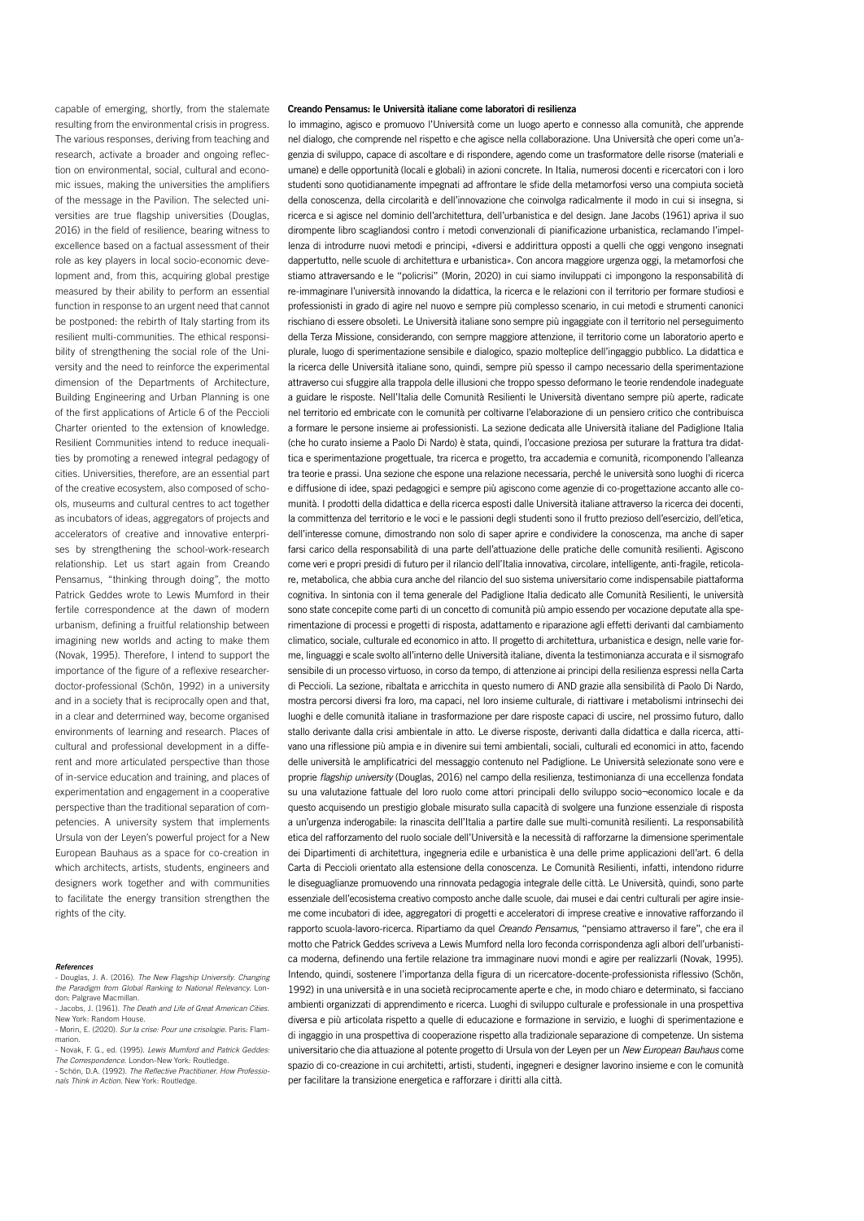capable of emerging, shortly, from the stalemate resulting from the environmental crisis in progress. The various responses, deriving from teaching and research, activate a broader and ongoing reflection on environmental, social, cultural and economic issues, making the universities the amplifiers of the message in the Pavilion. The selected universities are true flagship universities (Douglas, 2016) in the field of resilience, bearing witness to excellence based on a factual assessment of their role as key players in local socio-economic development and, from this, acquiring global prestige measured by their ability to perform an essential function in response to an urgent need that cannot be postponed: the rebirth of Italy starting from its resilient multi-communities. The ethical responsibility of strengthening the social role of the University and the need to reinforce the experimental dimension of the Departments of Architecture, Building Engineering and Urban Planning is one of the first applications of Article 6 of the Peccioli Charter oriented to the extension of knowledge. Resilient Communities intend to reduce inequalities by promoting a renewed integral pedagogy of cities. Universities, therefore, are an essential part of the creative ecosystem, also composed of schools, museums and cultural centres to act together as incubators of ideas, aggregators of projects and accelerators of creative and innovative enterprises by strengthening the school-work-research relationship. Let us start again from Creando Pensamus, "thinking through doing", the motto Patrick Geddes wrote to Lewis Mumford in their fertile correspondence at the dawn of modern urbanism, defining a fruitful relationship between imagining new worlds and acting to make them (Novak, 1995). Therefore, I intend to support the importance of the figure of a reflexive researcher-doctor-professional (Schön, 1992) in a university and in a society that is reciprocally open and that, in a clear and determined way, become organised environments of learning and research. Places of cultural and professional development in a different and more articulated perspective than those of in-service education and training, and places of experimentation and engagement in a cooperative perspective than the traditional separation of competencies. A university system that implements Ursula von der Leyen's powerful project for a New European Bauhaus as a space for co-creation in which architects, artists, students, engineers and designers work together and with communities to facilitate the energy transition strengthen the rights of the city.

***References***

- Douglas, J. A. (2016). *The New Flagship University. Changing the Paradigm from Global Ranking to National Relevancy*. London: Palgrave Macmillan.
- Jacobs, J. (1961). *The Death and Life of Great American Cities*. New York: Random House.
- Morin, E. (2020). *Sur la crise: Pour une crisologie*. Paris: Flammarion.
- Novak, F. G., ed. (1995). *Lewis Mumford and Patrick Geddes: The Correspondence*. London-New York: Routledge.
- Schön, D.A. (1992). *The Reflective Practitioner. How Professionals Think in Action*. New York: Routledge.

**Creando Pensamus: le Università italiane come laboratori di resilienza**

Io immagino, agisco e promuovo l'Università come un luogo aperto e connesso alla comunità, che apprende nel dialogo, che comprende nel rispetto e che agisce nella collaborazione. Una Università che operi come un'agenzia di sviluppo, capace di ascoltare e di rispondere, agendo come un trasformatore delle risorse (materiali e umane) e delle opportunità (locali e globali) in azioni concrete. In Italia, numerosi docenti e ricercatori con i loro studenti sono quotidianamente impegnati ad affrontare le sfide della metamorfosi verso una compiuta società della conoscenza, della circolarità e dell'innovazione che coinvolga radicalmente il modo in cui si insegna, si ricerca e si agisce nel dominio dell'architettura, dell'urbanistica e del design. Jane Jacobs (1961) apriva il suo dirompente libro scagliandosi contro i metodi convenzionali di pianificazione urbanistica, reclamando l'impellenza di introdurre nuovi metodi e principi, «diversi e addirittura opposti a quelli che oggi vengono insegnati dappertutto, nelle scuole di architettura e urbanistica». Con ancora maggiore urgenza oggi, la metamorfosi che stiamo attraversando e le "policrisi" (Morin, 2020) in cui siamo inviluppati ci impongono la responsabilità di re-immaginare l'università innovando la didattica, la ricerca e le relazioni con il territorio per formare studiosi e professionisti in grado di agire nel nuovo e sempre più complesso scenario, in cui metodi e strumenti canonici rischiano di essere obsoleti. Le Università italiane sono sempre più ingaggiate con il territorio nel perseguimento della Terza Missione, considerando, con sempre maggiore attenzione, il territorio come un laboratorio aperto e plurale, luogo di sperimentazione sensibile e dialogico, spazio molteplice dell'ingaggio pubblico. La didattica e la ricerca delle Università italiane sono, quindi, sempre più spesso il campo necessario della sperimentazione attraverso cui sfuggire alla trappola delle illusioni che troppo spesso deformano le teorie rendendole inadeguate a guidare le risposte. Nell'Italia delle Comunità Resilienti le Università diventano sempre più aperte, radicate nel territorio ed embricate con le comunità per coltivarne l'elaborazione di un pensiero critico che contribuisca a formare le persone insieme ai professionisti. La sezione dedicata alle Università italiane del Padiglione Italia (che ho curato insieme a Paolo Di Nardo) è stata, quindi, l'occasione preziosa per suturare la frattura tra didattica e sperimentazione progettuale, tra ricerca e progetto, tra accademia e comunità, ricomponendo l'alleanza tra teorie e prassi. Una sezione che espone una relazione necessaria, perché le università sono luoghi di ricerca e diffusione di idee, spazi pedagogici e sempre più agiscono come agenzie di co-progettazione accanto alle comunità. I prodotti della didattica e della ricerca esposti dalle Università italiane attraverso la ricerca dei docenti, la committenza del territorio e le voci e le passioni degli studenti sono il frutto prezioso dell'esercizio, dell'etica, dell'interesse comune, dimostrando non solo di saper aprire e condividere la conoscenza, ma anche di saper farsi carico della responsabilità di una parte dell'attuazione delle pratiche delle comunità resilienti. Agiscono come veri e propri presidi di futuro per il rilancio dell'Italia innovativa, circolare, intelligente, anti-fragile, reticolare, metabolica, che abbia cura anche del rilancio del suo sistema universitario come indispensabile piattaforma cognitiva. In sintonia con il tema generale del Padiglione Italia dedicato alle Comunità Resilienti, le università sono state concepite come parti di un concetto di comunità più ampio essendo per vocazione deputate alla sperimentazione di processi e progetti di risposta, adattamento e riparazione agli effetti derivanti dal cambiamento climatico, sociale, culturale ed economico in atto. Il progetto di architettura, urbanistica e design, nelle varie forme, linguaggi e scale svolto all'interno delle Università italiane, diventa la testimonianza accurata e il sismografo sensibile di un processo virtuoso, in corso da tempo, di attenzione ai principi della resilienza espressi nella Carta di Peccioli. La sezione, ribaltata e arricchita in questo numero di AND grazie alla sensibilità di Paolo Di Nardo, mostra percorsi diversi fra loro, ma capaci, nel loro insieme culturale, di riattivare i metabolismi intrinsechi dei luoghi e delle comunità italiane in trasformazione per dare risposte capaci di uscire, nel prossimo futuro, dallo stallo derivante dalla crisi ambientale in atto. Le diverse risposte, derivanti dalla didattica e dalla ricerca, attivano una riflessione più ampia e in divenire sui temi ambientali, sociali, culturali ed economici in atto, facendo delle università le amplificatrici del messaggio contenuto nel Padiglione. Le Università selezionate sono vere e proprie *flagship university* (Douglas, 2016) nel campo della resilienza, testimonianza di una eccellenza fondata su una valutazione fattuale del loro ruolo come attori principali dello sviluppo socio¬economico locale e da questo acquisendo un prestigio globale misurato sulla capacità di svolgere una funzione essenziale di risposta a un'urgenza inderogabile: la rinascita dell'Italia a partire dalle sue multi-comunità resilienti. La responsabilità etica del rafforzamento del ruolo sociale dell'Università e la necessità di rafforzarne la dimensione sperimentale dei Dipartimenti di architettura, ingegneria edile e urbanistica è una delle prime applicazioni dell'art. 6 della Carta di Peccioli orientato alla estensione della conoscenza. Le Comunità Resilienti, infatti, intendono ridurre le diseguaglianze promuovendo una rinnovata pedagogia integrale delle città. Le Università, quindi, sono parte essenziale dell'ecosistema creativo composto anche dalle scuole, dai musei e dai centri culturali per agire insieme come incubatori di idee, aggregatori di progetti e acceleratori di imprese creative e innovative rafforzando il rapporto scuola-lavoro-ricerca. Ripartiamo da quel *Creando Pensamus*, "pensiamo attraverso il fare", che era il motto che Patrick Geddes scriveva a Lewis Mumford nella loro feconda corrispondenza agli albori dell'urbanistica moderna, definendo una fertile relazione tra immaginare nuovi mondi e agire per realizzarli (Novak, 1995). Intendo, quindi, sostenere l'importanza della figura di un ricercatore-docente-professionista riflessivo (Schön, 1992) in una università e in una società reciprocamente aperte e che, in modo chiaro e determinato, si facciano ambienti organizzati di apprendimento e ricerca. Luoghi di sviluppo culturale e professionale in una prospettiva diversa e più articolata rispetto a quelle di educazione e formazione in servizio, e luoghi di sperimentazione e di ingaggio in una prospettiva di cooperazione rispetto alla tradizionale separazione di competenze. Un sistema universitario che dia attuazione al potente progetto di Ursula von der Leyen per un *New European Bauhaus* come spazio di co-creazione in cui architetti, artisti, studenti, ingegneri e designer lavorino insieme e con le comunità per facilitare la transizione energetica e rafforzare i diritti alla città.